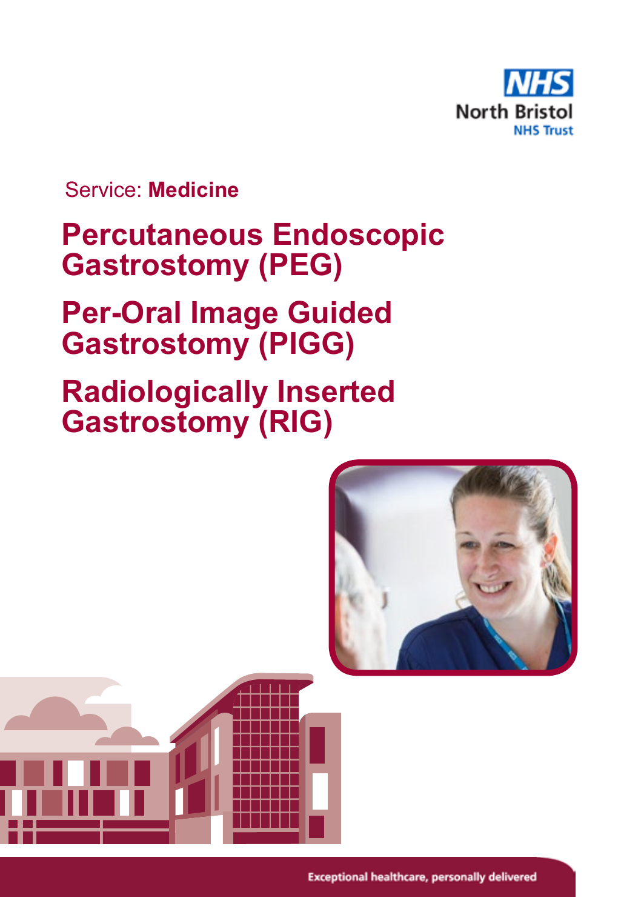NHS
North Bristol
NHS Trust

Service: **Medicine**

# Percutaneous Endoscopic Gastrostomy (PEG)

# Per-Oral Image Guided Gastrostomy (PIGG)

# Radiologically Inserted Gastrostomy (RIG)

Exceptional healthcare, personally delivered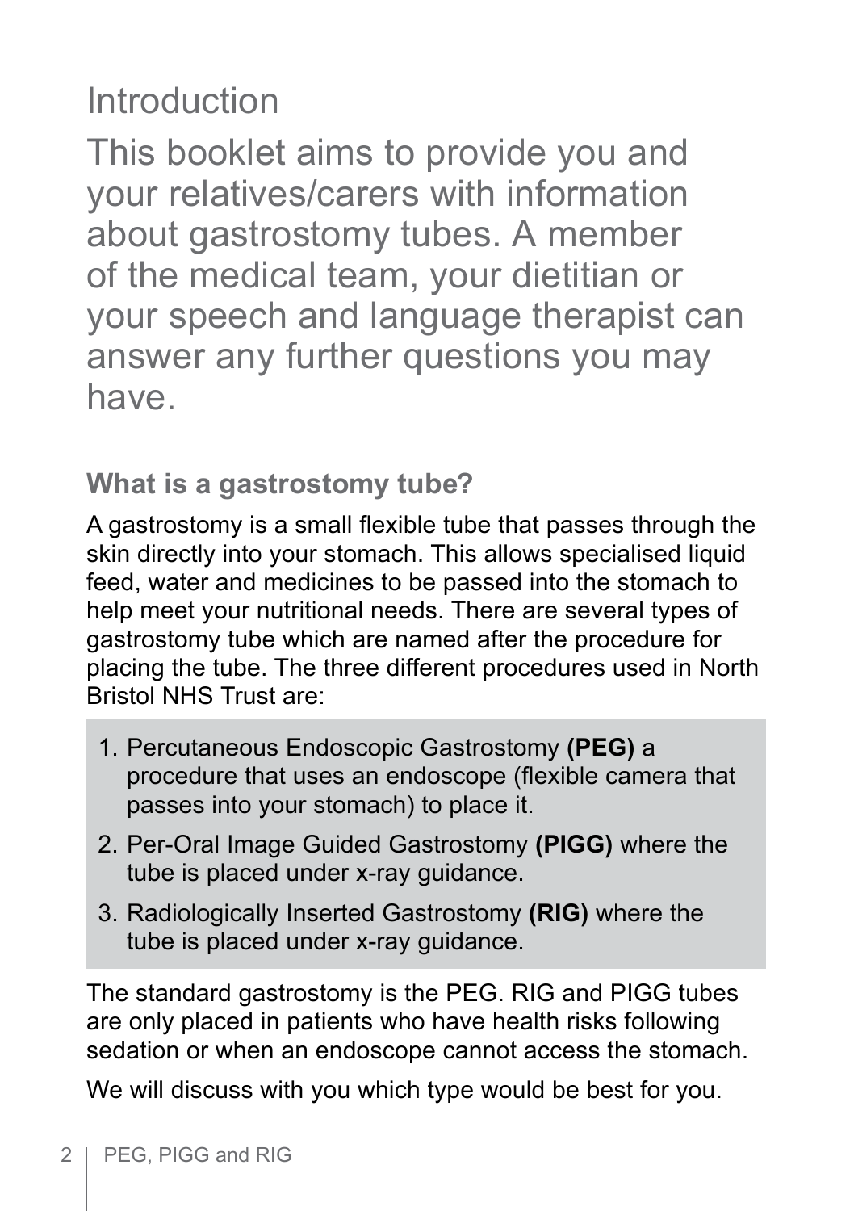# Introduction

This booklet aims to provide you and your relatives/carers with information about gastrostomy tubes. A member of the medical team, your dietitian or your speech and language therapist can answer any further questions you may have.

## What is a gastrostomy tube?

A gastrostomy is a small flexible tube that passes through the skin directly into your stomach. This allows specialised liquid feed, water and medicines to be passed into the stomach to help meet your nutritional needs. There are several types of gastrostomy tube which are named after the procedure for placing the tube. The three different procedures used in North Bristol NHS Trust are:

1. Percutaneous Endoscopic Gastrostomy **(PEG)** a procedure that uses an endoscope (flexible camera that passes into your stomach) to place it.
2. Per-Oral Image Guided Gastrostomy **(PIGG)** where the tube is placed under x-ray guidance.
3. Radiologically Inserted Gastrostomy **(RIG)** where the tube is placed under x-ray guidance.

The standard gastrostomy is the PEG. RIG and PIGG tubes are only placed in patients who have health risks following sedation or when an endoscope cannot access the stomach.

We will discuss with you which type would be best for you.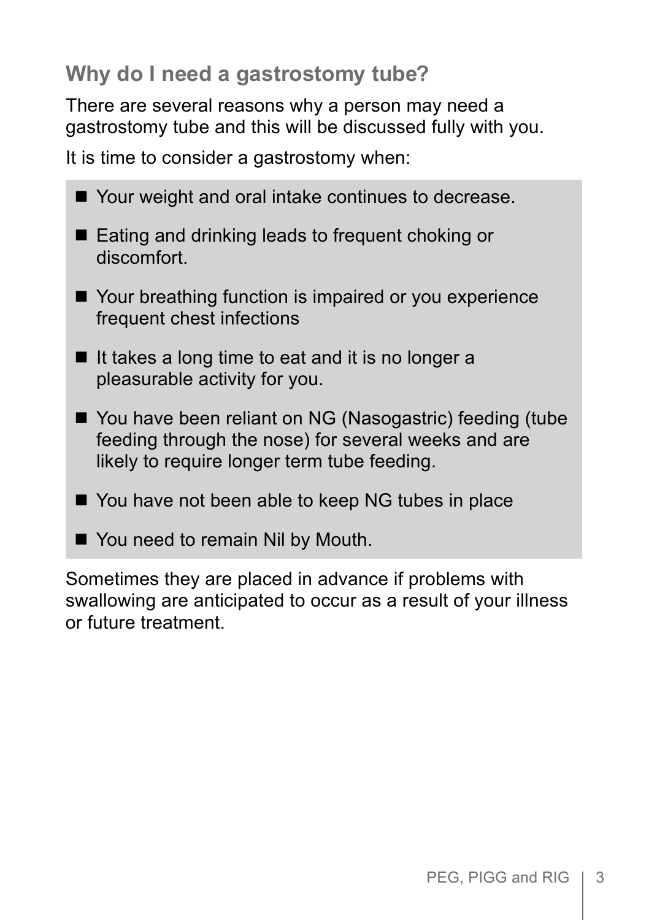## Why do I need a gastrostomy tube?

There are several reasons why a person may need a gastrostomy tube and this will be discussed fully with you.

It is time to consider a gastrostomy when:

- Your weight and oral intake continues to decrease.
- Eating and drinking leads to frequent choking or discomfort.
- Your breathing function is impaired or you experience frequent chest infections
- It takes a long time to eat and it is no longer a pleasurable activity for you.
- You have been reliant on NG (Nasogastric) feeding (tube feeding through the nose) for several weeks and are likely to require longer term tube feeding.
- You have not been able to keep NG tubes in place
- You need to remain Nil by Mouth.

Sometimes they are placed in advance if problems with swallowing are anticipated to occur as a result of your illness or future treatment.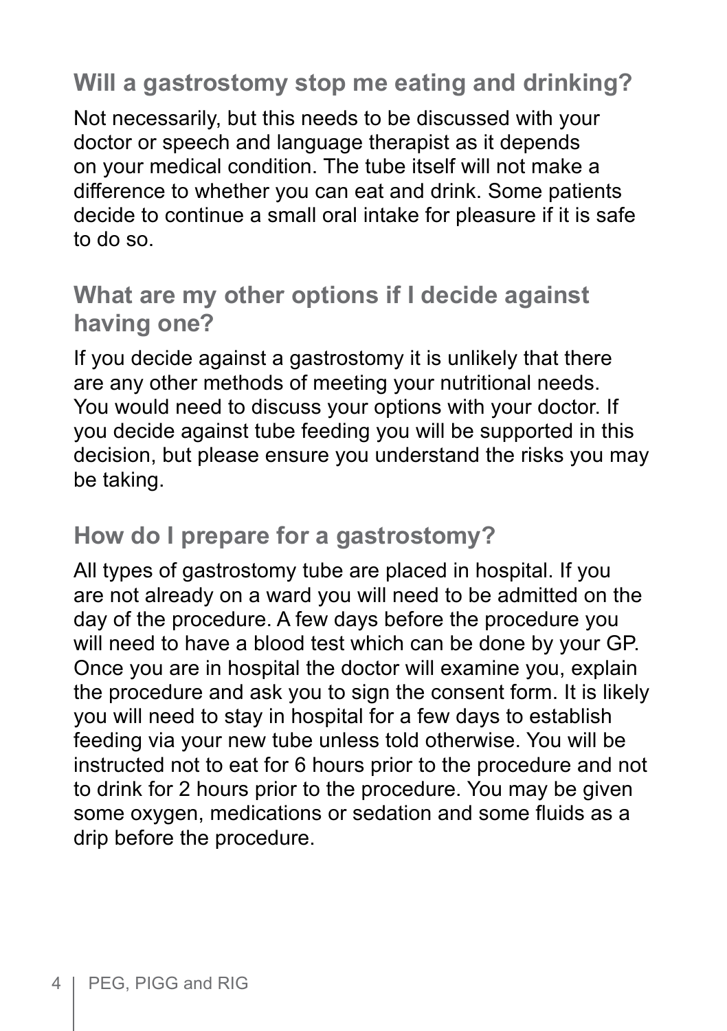## Will a gastrostomy stop me eating and drinking?

Not necessarily, but this needs to be discussed with your doctor or speech and language therapist as it depends on your medical condition. The tube itself will not make a difference to whether you can eat and drink. Some patients decide to continue a small oral intake for pleasure if it is safe to do so.

## What are my other options if I decide against having one?

If you decide against a gastrostomy it is unlikely that there are any other methods of meeting your nutritional needs. You would need to discuss your options with your doctor. If you decide against tube feeding you will be supported in this decision, but please ensure you understand the risks you may be taking.

## How do I prepare for a gastrostomy?

All types of gastrostomy tube are placed in hospital. If you are not already on a ward you will need to be admitted on the day of the procedure. A few days before the procedure you will need to have a blood test which can be done by your GP. Once you are in hospital the doctor will examine you, explain the procedure and ask you to sign the consent form. It is likely you will need to stay in hospital for a few days to establish feeding via your new tube unless told otherwise. You will be instructed not to eat for 6 hours prior to the procedure and not to drink for 2 hours prior to the procedure. You may be given some oxygen, medications or sedation and some fluids as a drip before the procedure.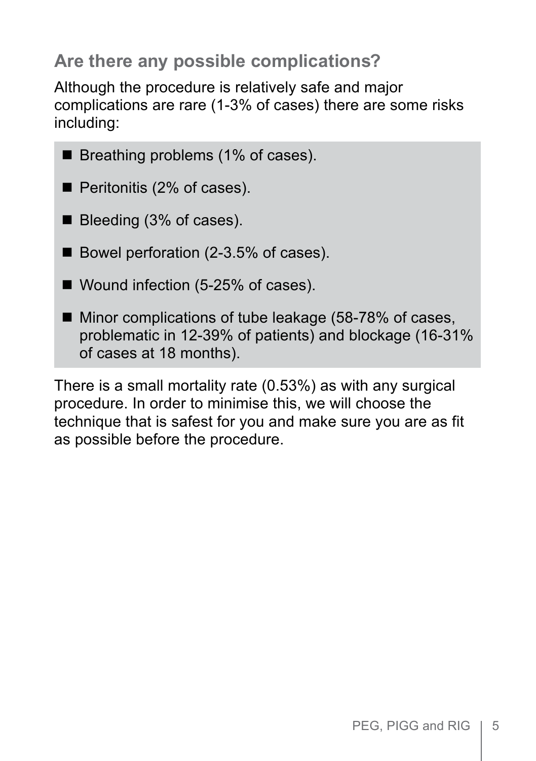## Are there any possible complications?

Although the procedure is relatively safe and major complications are rare (1-3% of cases) there are some risks including:

- Breathing problems (1% of cases).
- Peritonitis (2% of cases).
- Bleeding (3% of cases).
- Bowel perforation (2-3.5% of cases).
- Wound infection (5-25% of cases).
- Minor complications of tube leakage (58-78% of cases, problematic in 12-39% of patients) and blockage (16-31% of cases at 18 months).

There is a small mortality rate (0.53%) as with any surgical procedure. In order to minimise this, we will choose the technique that is safest for you and make sure you are as fit as possible before the procedure.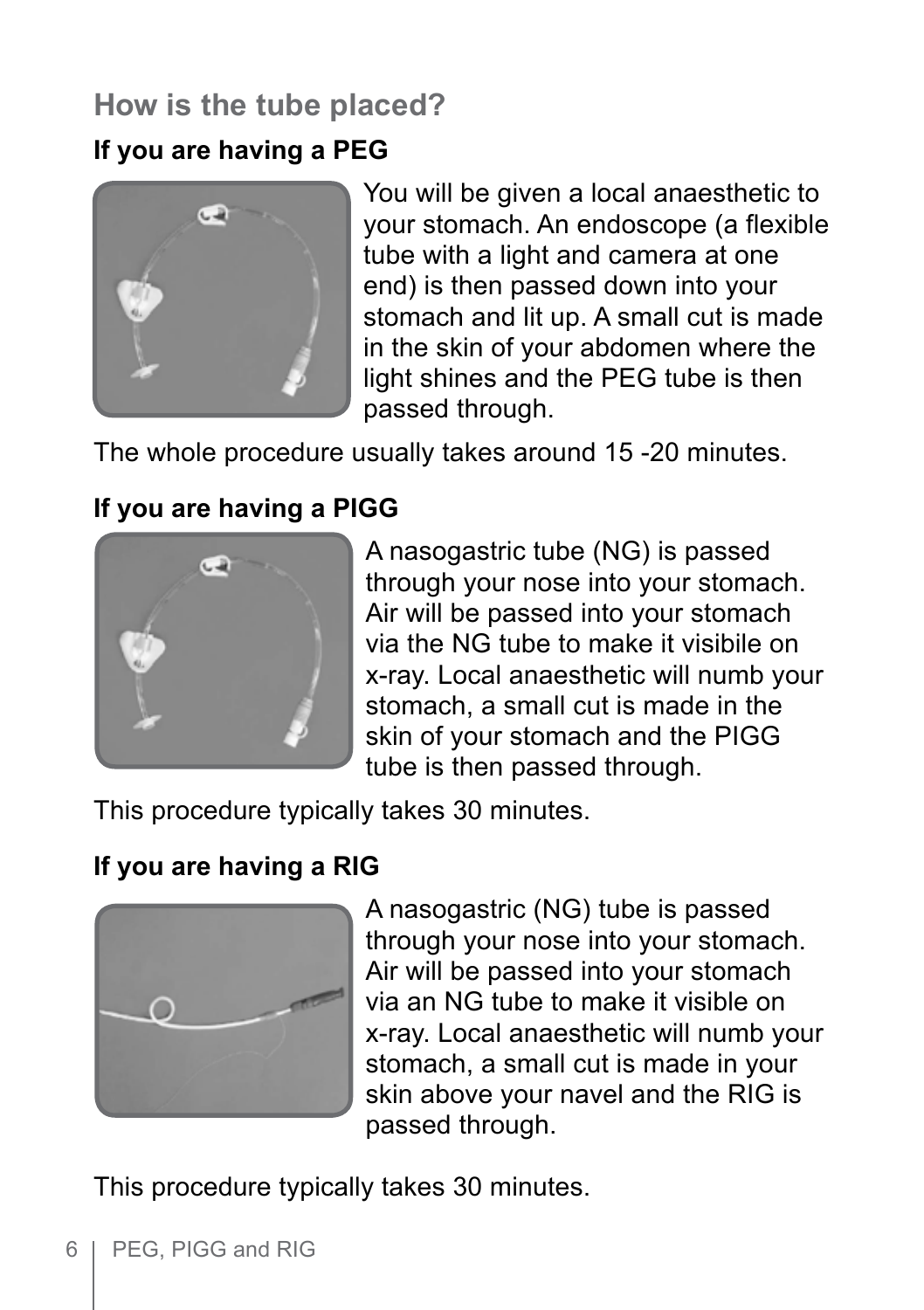## How is the tube placed?

### If you are having a PEG

You will be given a local anaesthetic to your stomach. An endoscope (a flexible tube with a light and camera at one end) is then passed down into your stomach and lit up. A small cut is made in the skin of your abdomen where the light shines and the PEG tube is then passed through.

The whole procedure usually takes around 15 -20 minutes.

### If you are having a PIGG

A nasogastric tube (NG) is passed through your nose into your stomach. Air will be passed into your stomach via the NG tube to make it visibile on x-ray. Local anaesthetic will numb your stomach, a small cut is made in the skin of your stomach and the PIGG tube is then passed through.

This procedure typically takes 30 minutes.

### If you are having a RIG

A nasogastric (NG) tube is passed through your nose into your stomach. Air will be passed into your stomach via an NG tube to make it visible on x-ray. Local anaesthetic will numb your stomach, a small cut is made in your skin above your navel and the RIG is passed through.

This procedure typically takes 30 minutes.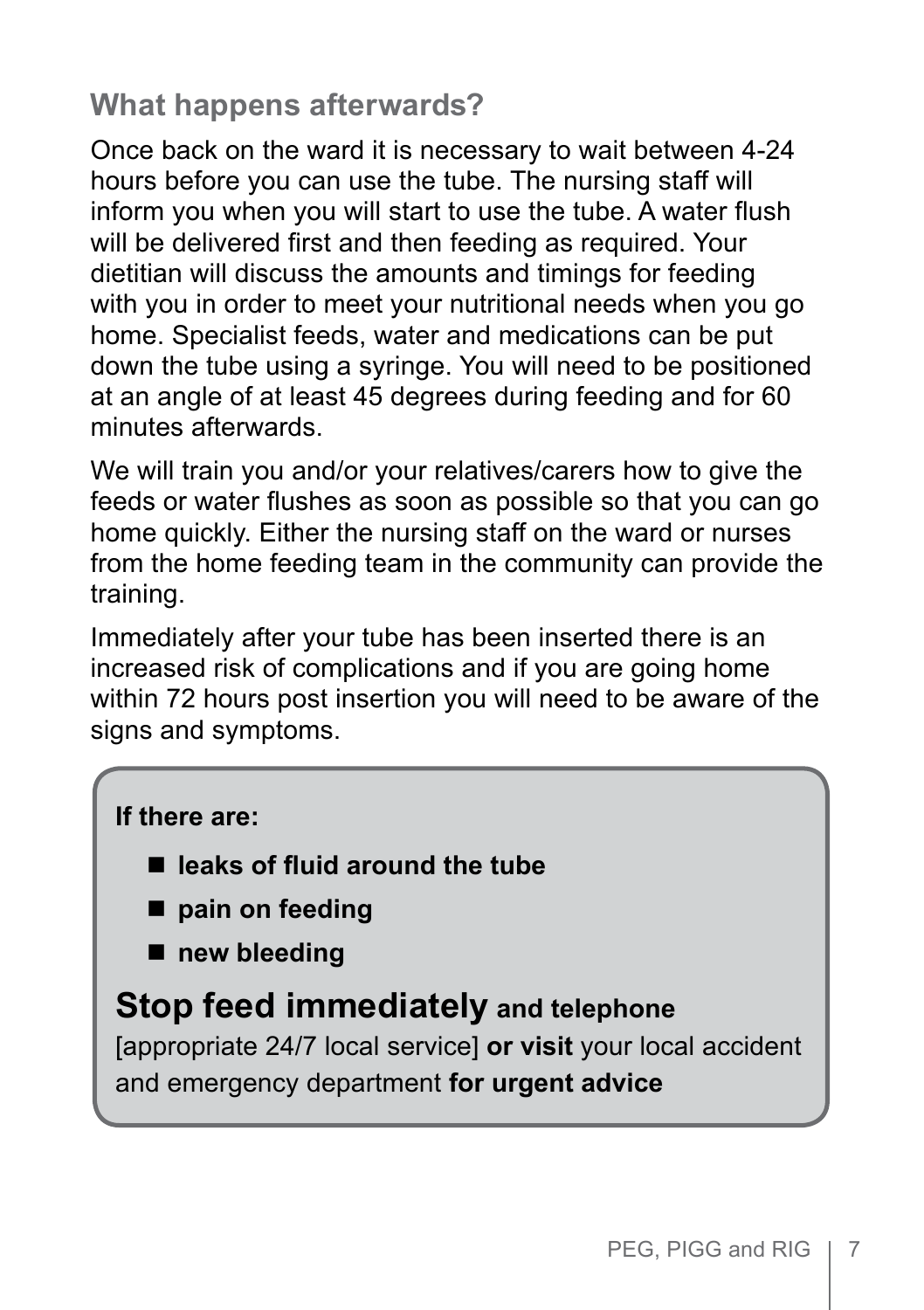## What happens afterwards?

Once back on the ward it is necessary to wait between 4-24 hours before you can use the tube. The nursing staff will inform you when you will start to use the tube. A water flush will be delivered first and then feeding as required. Your dietitian will discuss the amounts and timings for feeding with you in order to meet your nutritional needs when you go home. Specialist feeds, water and medications can be put down the tube using a syringe. You will need to be positioned at an angle of at least 45 degrees during feeding and for 60 minutes afterwards.

We will train you and/or your relatives/carers how to give the feeds or water flushes as soon as possible so that you can go home quickly. Either the nursing staff on the ward or nurses from the home feeding team in the community can provide the training.

Immediately after your tube has been inserted there is an increased risk of complications and if you are going home within 72 hours post insertion you will need to be aware of the signs and symptoms.

**If there are:**

- **leaks of fluid around the tube**
- **pain on feeding**
- **new bleeding**

**Stop feed immediately and telephone** [appropriate 24/7 local service] **or visit** your local accident and emergency department **for urgent advice**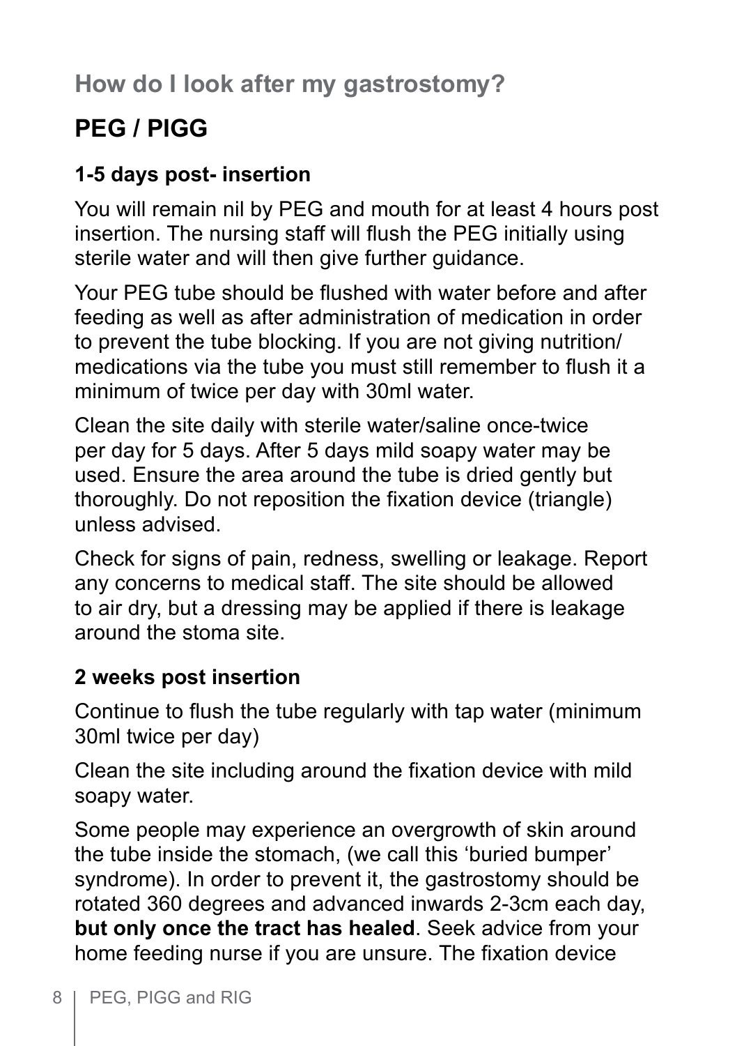## How do I look after my gastrostomy?

# PEG / PIGG

### 1-5 days post- insertion

You will remain nil by PEG and mouth for at least 4 hours post insertion. The nursing staff will flush the PEG initially using sterile water and will then give further guidance.

Your PEG tube should be flushed with water before and after feeding as well as after administration of medication in order to prevent the tube blocking. If you are not giving nutrition/ medications via the tube you must still remember to flush it a minimum of twice per day with 30ml water.

Clean the site daily with sterile water/saline once-twice per day for 5 days. After 5 days mild soapy water may be used. Ensure the area around the tube is dried gently but thoroughly. Do not reposition the fixation device (triangle) unless advised.

Check for signs of pain, redness, swelling or leakage. Report any concerns to medical staff. The site should be allowed to air dry, but a dressing may be applied if there is leakage around the stoma site.

### 2 weeks post insertion

Continue to flush the tube regularly with tap water (minimum 30ml twice per day)

Clean the site including around the fixation device with mild soapy water.

Some people may experience an overgrowth of skin around the tube inside the stomach, (we call this 'buried bumper' syndrome). In order to prevent it, the gastrostomy should be rotated 360 degrees and advanced inwards 2-3cm each day, **but only once the tract has healed**. Seek advice from your home feeding nurse if you are unsure. The fixation device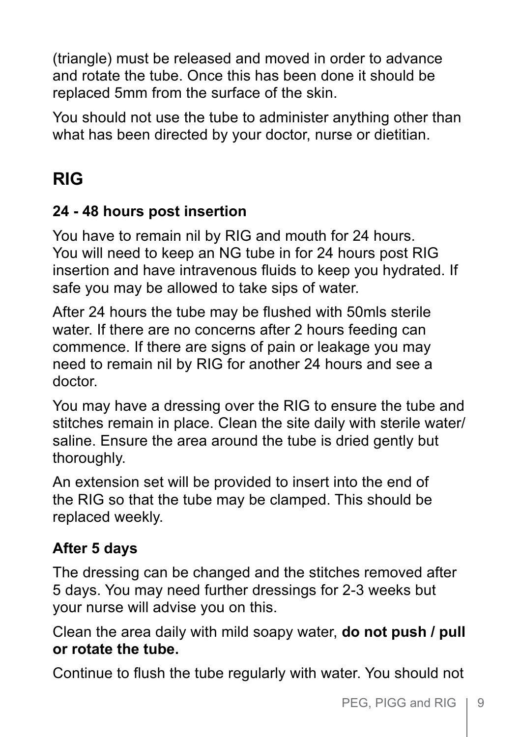(triangle) must be released and moved in order to advance and rotate the tube. Once this has been done it should be replaced 5mm from the surface of the skin.

You should not use the tube to administer anything other than what has been directed by your doctor, nurse or dietitian.

## RIG

### 24 - 48 hours post insertion

You have to remain nil by RIG and mouth for 24 hours. You will need to keep an NG tube in for 24 hours post RIG insertion and have intravenous fluids to keep you hydrated. If safe you may be allowed to take sips of water.

After 24 hours the tube may be flushed with 50mls sterile water. If there are no concerns after 2 hours feeding can commence. If there are signs of pain or leakage you may need to remain nil by RIG for another 24 hours and see a doctor.

You may have a dressing over the RIG to ensure the tube and stitches remain in place. Clean the site daily with sterile water/saline. Ensure the area around the tube is dried gently but thoroughly.

An extension set will be provided to insert into the end of the RIG so that the tube may be clamped. This should be replaced weekly.

### After 5 days

The dressing can be changed and the stitches removed after 5 days. You may need further dressings for 2-3 weeks but your nurse will advise you on this.

Clean the area daily with mild soapy water, **do not push / pull or rotate the tube.**

Continue to flush the tube regularly with water. You should not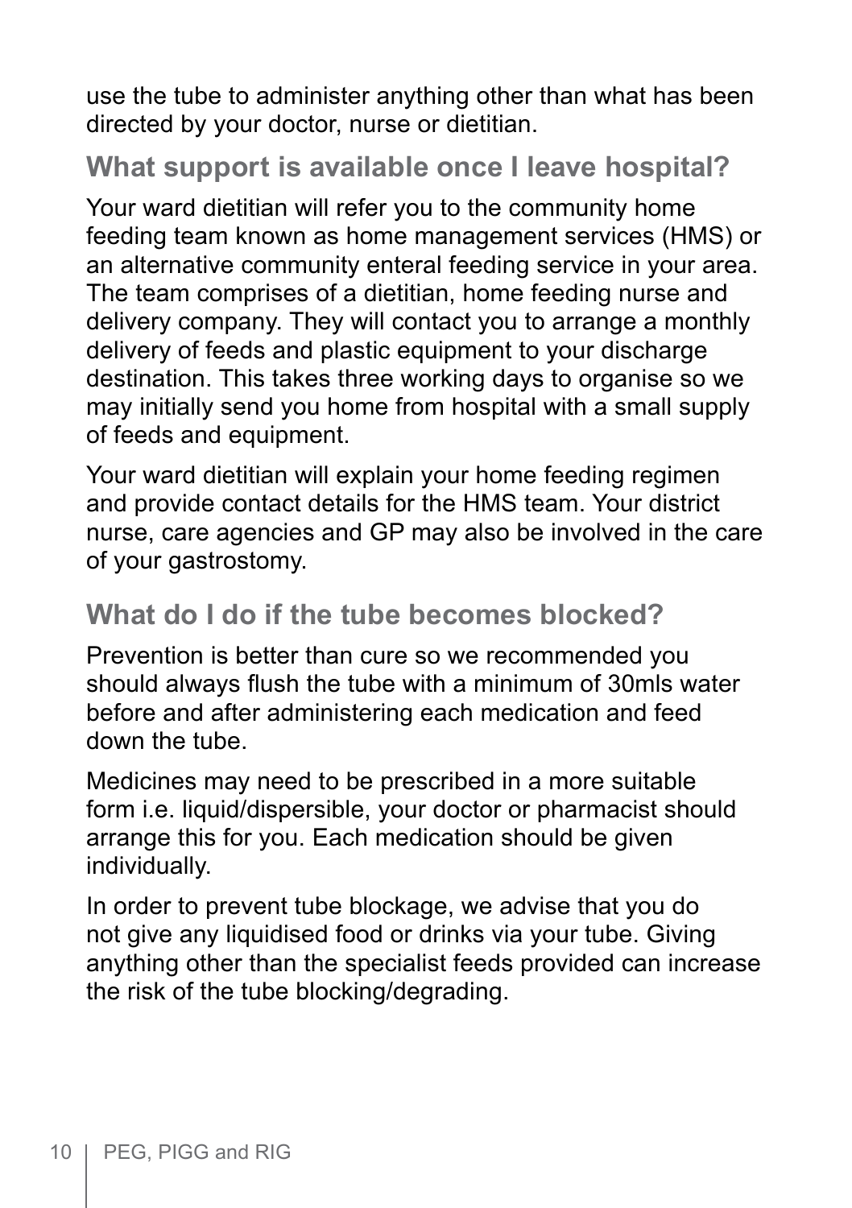use the tube to administer anything other than what has been directed by your doctor, nurse or dietitian.

## What support is available once I leave hospital?

Your ward dietitian will refer you to the community home feeding team known as home management services (HMS) or an alternative community enteral feeding service in your area. The team comprises of a dietitian, home feeding nurse and delivery company. They will contact you to arrange a monthly delivery of feeds and plastic equipment to your discharge destination. This takes three working days to organise so we may initially send you home from hospital with a small supply of feeds and equipment.

Your ward dietitian will explain your home feeding regimen and provide contact details for the HMS team. Your district nurse, care agencies and GP may also be involved in the care of your gastrostomy.

## What do I do if the tube becomes blocked?

Prevention is better than cure so we recommended you should always flush the tube with a minimum of 30mls water before and after administering each medication and feed down the tube.

Medicines may need to be prescribed in a more suitable form i.e. liquid/dispersible, your doctor or pharmacist should arrange this for you. Each medication should be given individually.

In order to prevent tube blockage, we advise that you do not give any liquidised food or drinks via your tube. Giving anything other than the specialist feeds provided can increase the risk of the tube blocking/degrading.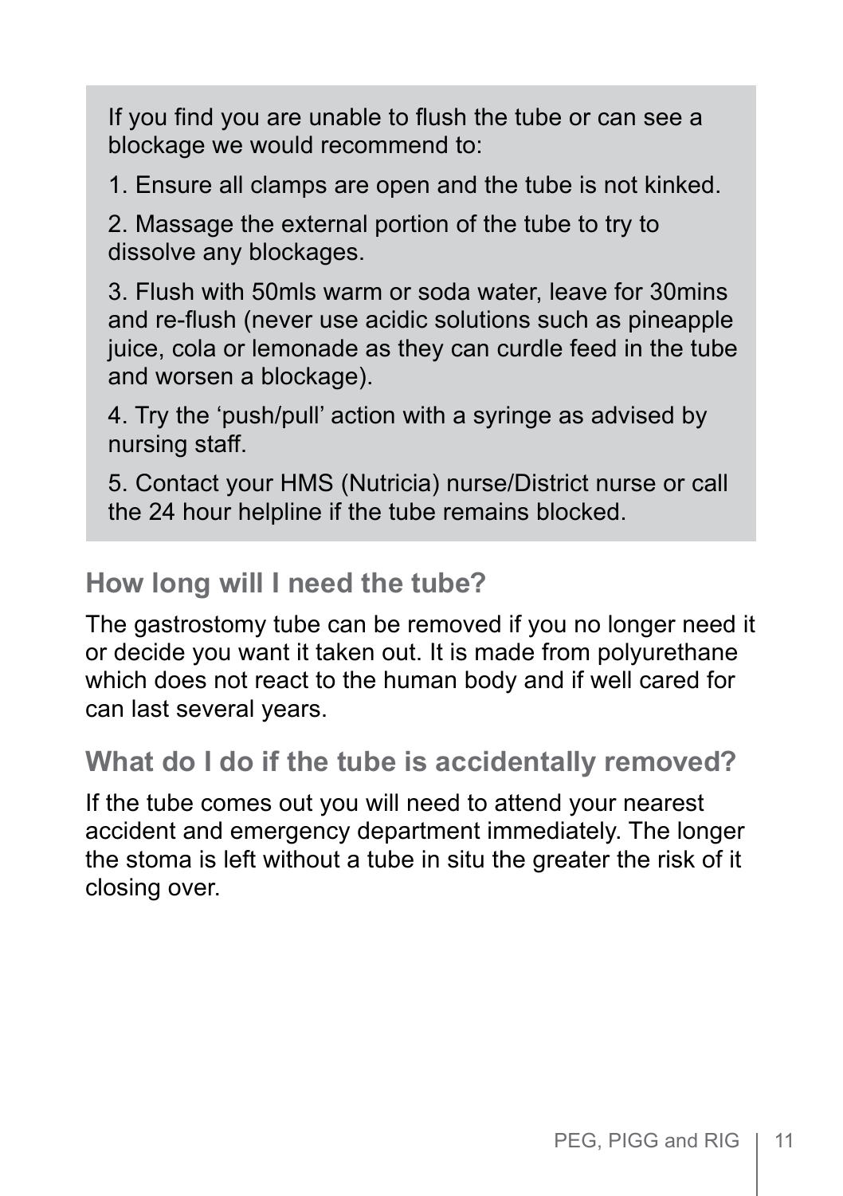If you find you are unable to flush the tube or can see a blockage we would recommend to:

1. Ensure all clamps are open and the tube is not kinked.
2. Massage the external portion of the tube to try to dissolve any blockages.
3. Flush with 50mls warm or soda water, leave for 30mins and re-flush (never use acidic solutions such as pineapple juice, cola or lemonade as they can curdle feed in the tube and worsen a blockage).
4. Try the 'push/pull' action with a syringe as advised by nursing staff.
5. Contact your HMS (Nutricia) nurse/District nurse or call the 24 hour helpline if the tube remains blocked.

## How long will I need the tube?

The gastrostomy tube can be removed if you no longer need it or decide you want it taken out. It is made from polyurethane which does not react to the human body and if well cared for can last several years.

## What do I do if the tube is accidentally removed?

If the tube comes out you will need to attend your nearest accident and emergency department immediately. The longer the stoma is left without a tube in situ the greater the risk of it closing over.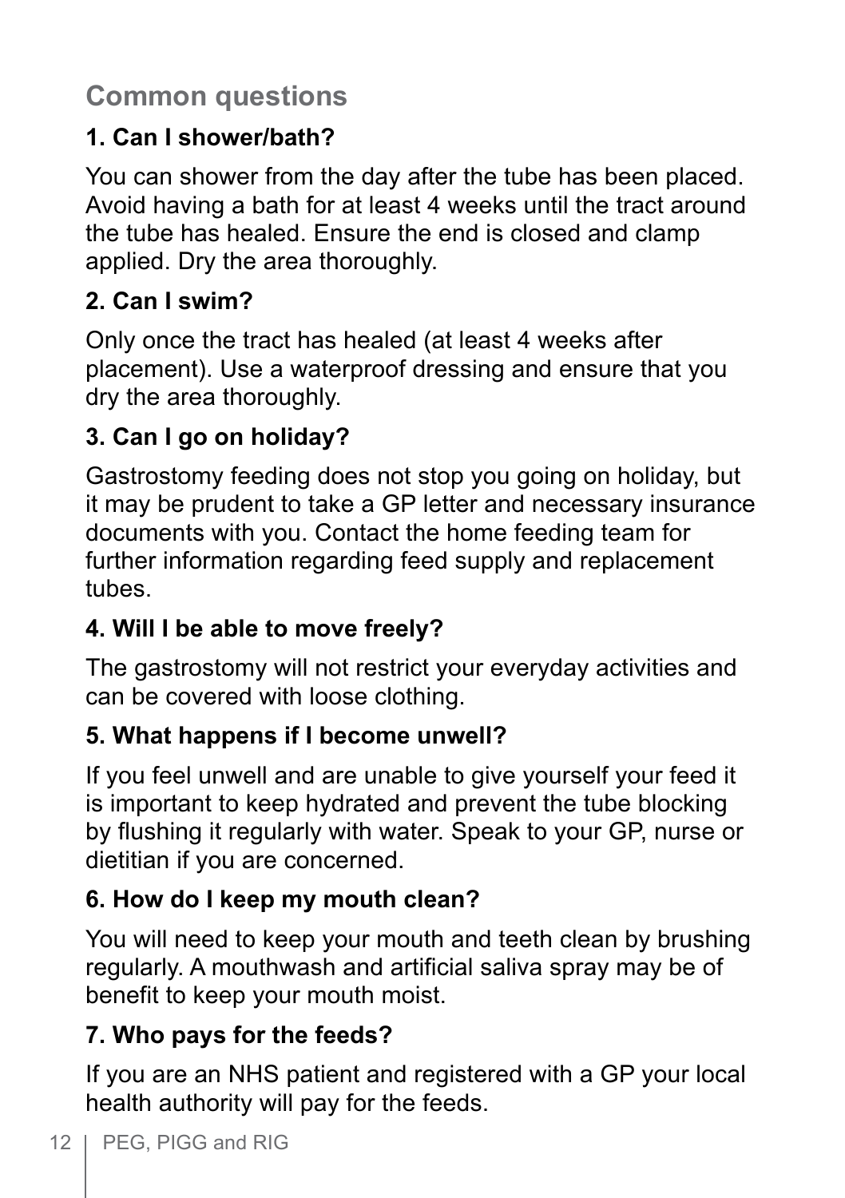## Common questions

### 1. Can I shower/bath?

You can shower from the day after the tube has been placed. Avoid having a bath for at least 4 weeks until the tract around the tube has healed. Ensure the end is closed and clamp applied. Dry the area thoroughly.

### 2. Can I swim?

Only once the tract has healed (at least 4 weeks after placement). Use a waterproof dressing and ensure that you dry the area thoroughly.

### 3. Can I go on holiday?

Gastrostomy feeding does not stop you going on holiday, but it may be prudent to take a GP letter and necessary insurance documents with you. Contact the home feeding team for further information regarding feed supply and replacement tubes.

### 4. Will I be able to move freely?

The gastrostomy will not restrict your everyday activities and can be covered with loose clothing.

### 5. What happens if I become unwell?

If you feel unwell and are unable to give yourself your feed it is important to keep hydrated and prevent the tube blocking by flushing it regularly with water. Speak to your GP, nurse or dietitian if you are concerned.

### 6. How do I keep my mouth clean?

You will need to keep your mouth and teeth clean by brushing regularly. A mouthwash and artificial saliva spray may be of benefit to keep your mouth moist.

### 7. Who pays for the feeds?

If you are an NHS patient and registered with a GP your local health authority will pay for the feeds.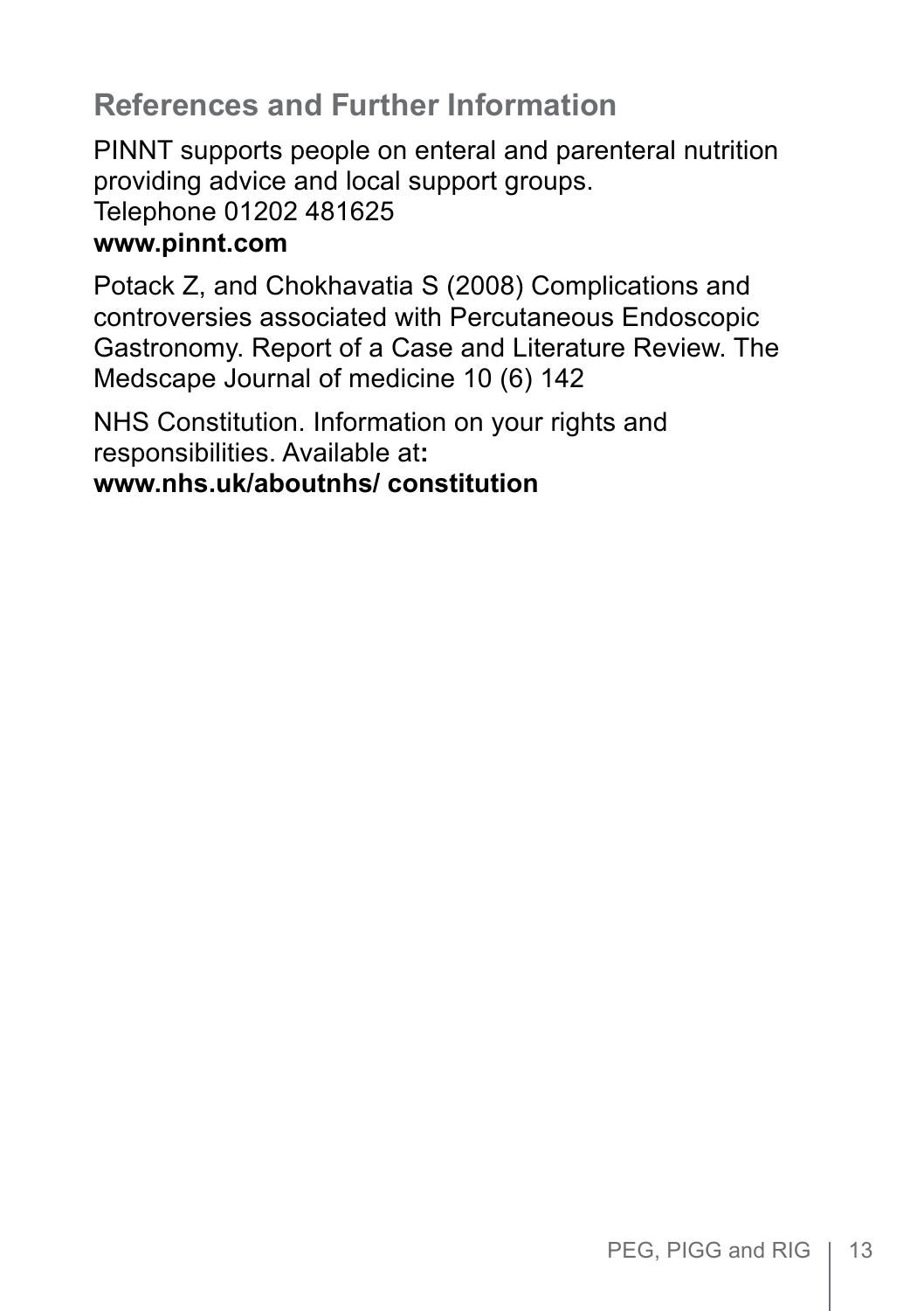## References and Further Information

PINNT supports people on enteral and parenteral nutrition providing advice and local support groups.
Telephone 01202 481625
**www.pinnt.com**

Potack Z, and Chokhavatia S (2008) Complications and controversies associated with Percutaneous Endoscopic Gastronomy. Report of a Case and Literature Review. The Medscape Journal of medicine 10 (6) 142

NHS Constitution. Information on your rights and responsibilities. Available at**:**
**www.nhs.uk/aboutnhs/ constitution**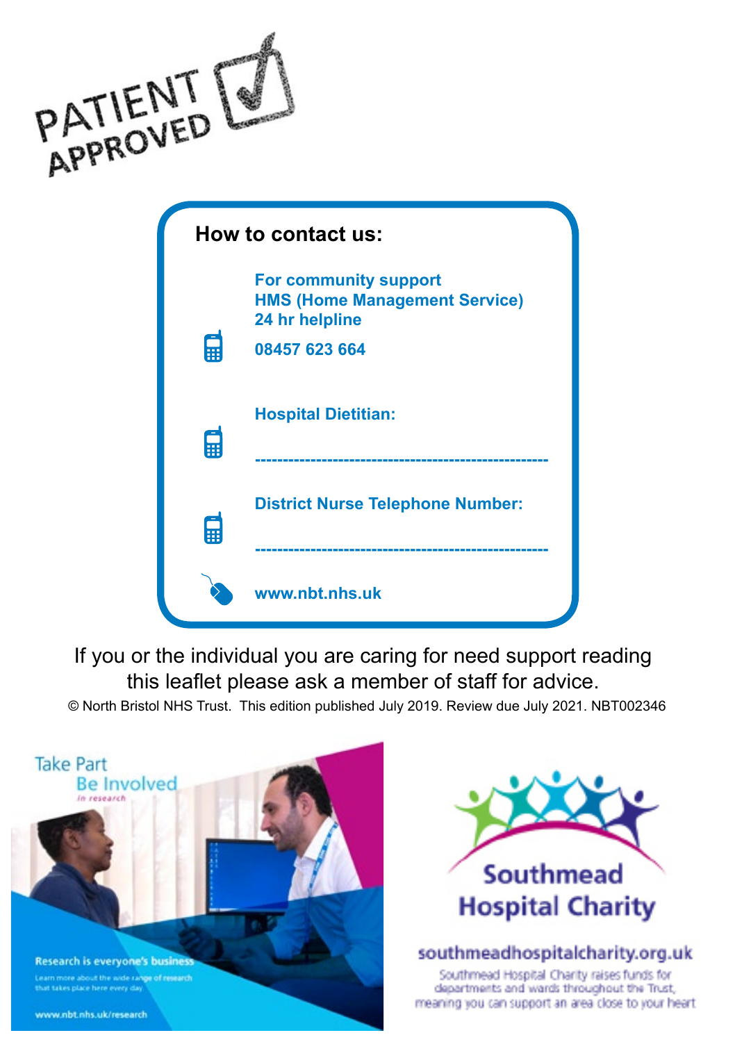PATIENT APPROVED

## How to contact us:

**For community support**
**HMS (Home Management Service)**
**24 hr helpline**

**08457 623 664**

**Hospital Dietitian:**

**----------------------------------------------------**

**District Nurse Telephone Number:**

**----------------------------------------------------**

**www.nbt.nhs.uk**

If you or the individual you are caring for need support reading this leaflet please ask a member of staff for advice.

© North Bristol NHS Trust. This edition published July 2019. Review due July 2021. NBT002346

Take Part
Be Involved
*in research*

**Research is everyone's business**

Learn more about the wide range of research that takes place here every day

www.nbt.nhs.uk/research

**Southmead Hospital Charity**

**southmeadhospitalcharity.org.uk**

Southmead Hospital Charity raises funds for departments and wards throughout the Trust, meaning you can support an area close to your heart